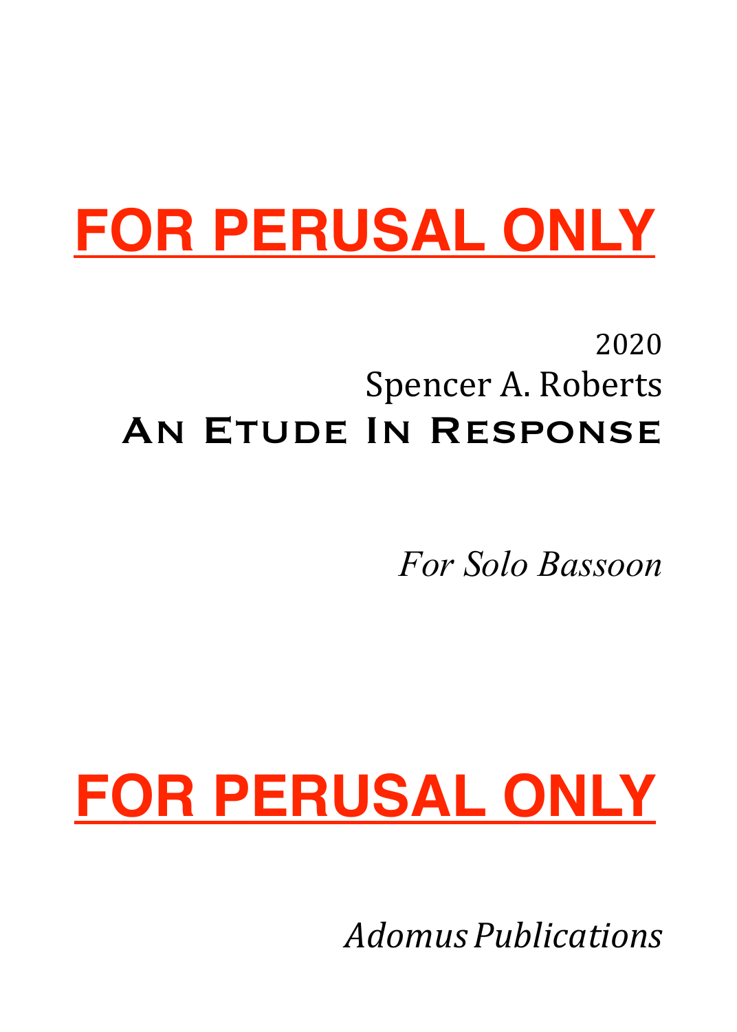**FOR PERUSAL ONLY**

2020

Spencer A. Roberts

# An Etude In Response

*For Solo Bassoon*

**FOR PERUSAL ONLY**

*Adomus Publications*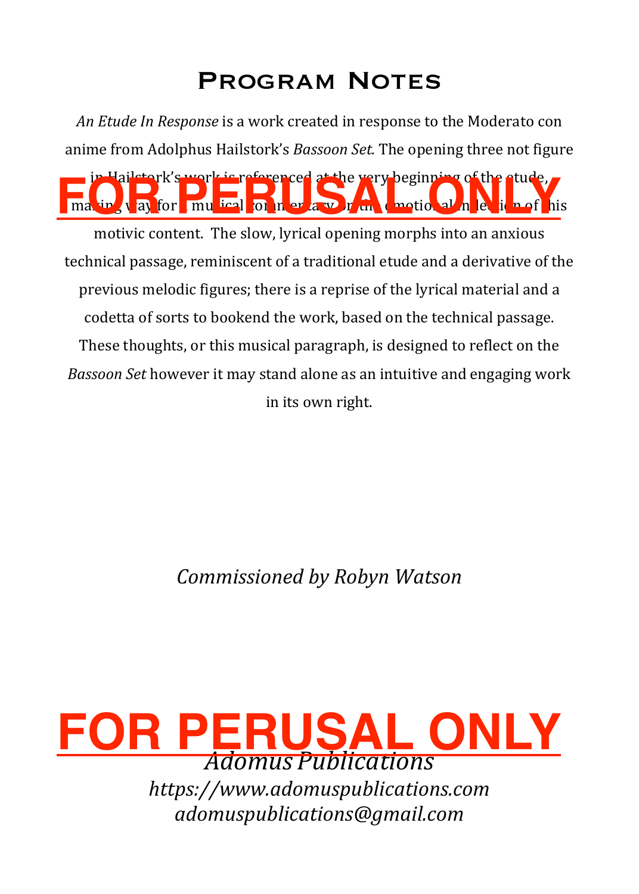# Program Notes

*An Etude In Response* is a work created in response to the Moderato con anime from Adolphus Hailstork's *Bassoon Set.* The opening three not figure in Hailstork's work is referenced at the very beginning of the etude, making way for a musical commentary on the emotional inflection of this motivic content. The slow, lyrical opening morphs into an anxious technical passage, reminiscent of a traditional etude and a derivative of the previous melodic figures; there is a reprise of the lyrical material and a codetta of sorts to bookend the work, based on the technical passage. These thoughts, or this musical paragraph, is designed to reflect on the *Bassoon Set* however it may stand alone as an intuitive and engaging work in its own right.

FOR PERUSAL ONLY

*Commissioned by Robyn Watson*

FOR PERUSAL ONLY

*Adomus Publications*
*https://www.adomuspublications.com*
*adomuspublications@gmail.com*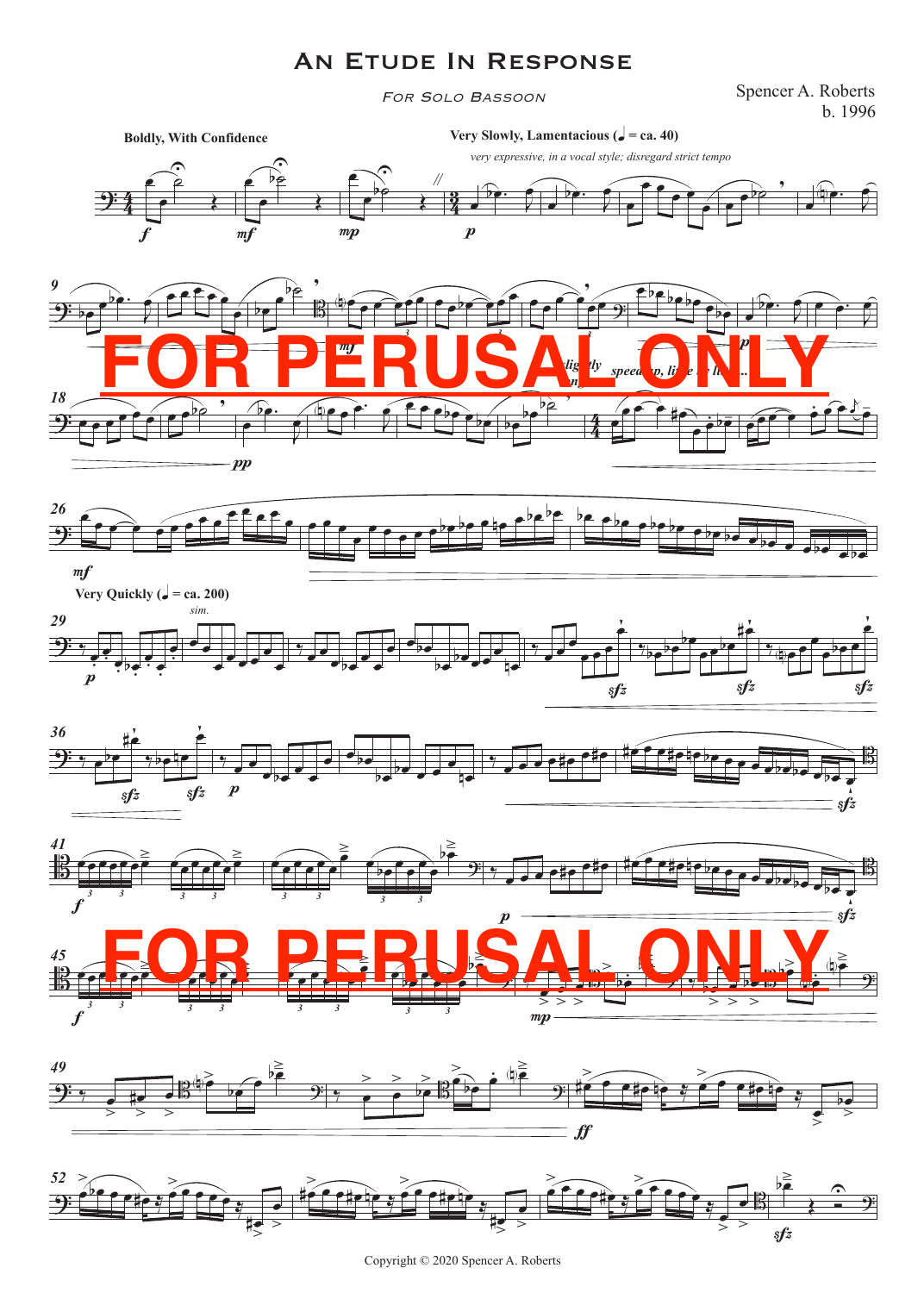# An Etude In Response

*For Solo Bassoon*

Spencer A. Roberts
b. 1996

**Boldly, With Confidence**

**Very Slowly, Lamentacious (♩ = ca. 40)**

*very expressive, in a vocal style; disregard strict tempo*

*slightly*

*speed up, like a lion...*

**Very Quickly (♩ = ca. 200)**

*sim.*

FOR PERUSAL ONLY

FOR PERUSAL ONLY

Copyright © 2020 Spencer A. Roberts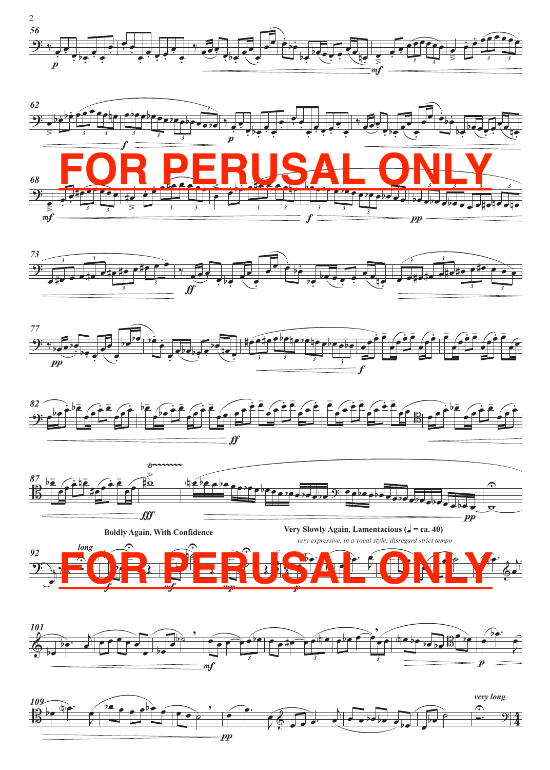**Boldly Again, With Confidence**

**Very Slowly Again, Lamentacioso (♩ = ca. 40)**

*very expressive, in a vocal style; disregard strict tempo*

FOR PERUSAL ONLY

FOR PERUSAL ONLY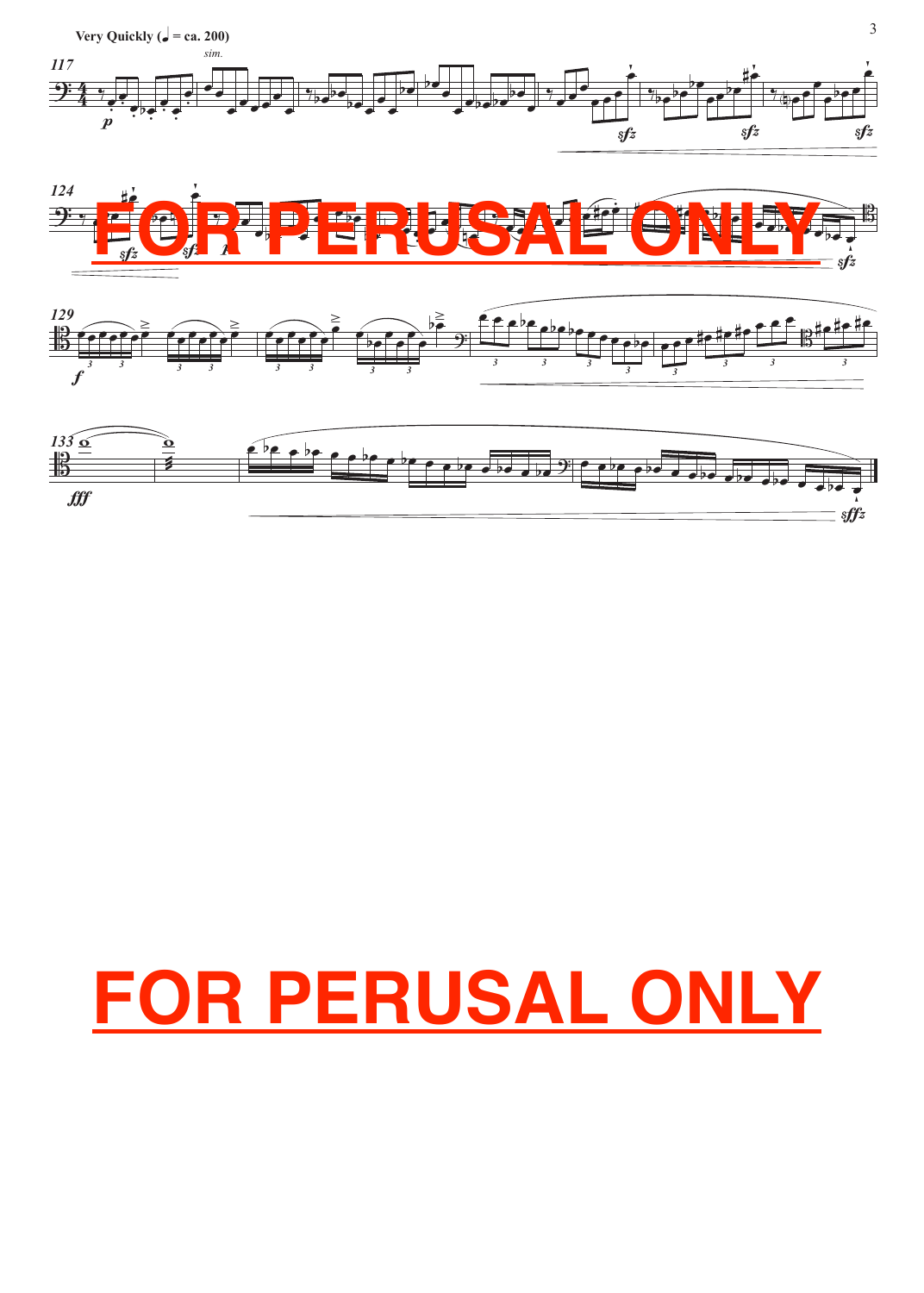Very Quickly (♩ = ca. 200)

FOR PERUSAL ONLY

FOR PERUSAL ONLY